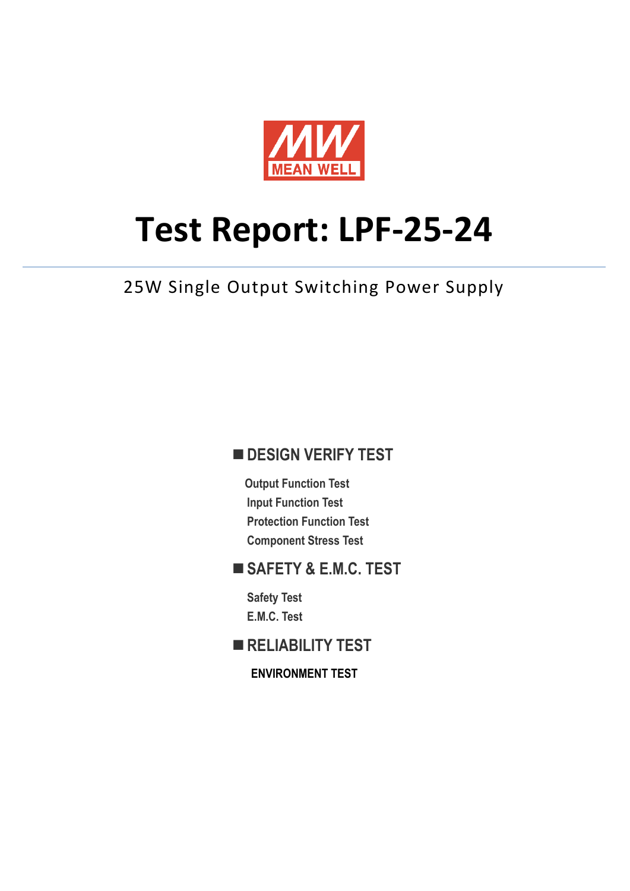MW MEAN WELL

# Test Report: LPF-25-24

25W Single Output Switching Power Supply

## ■ DESIGN VERIFY TEST

- Output Function Test
- Input Function Test
- Protection Function Test
- Component Stress Test

## ■ SAFETY & E.M.C. TEST

- Safety Test
- E.M.C. Test

## ■ RELIABILITY TEST

**ENVIRONMENT TEST**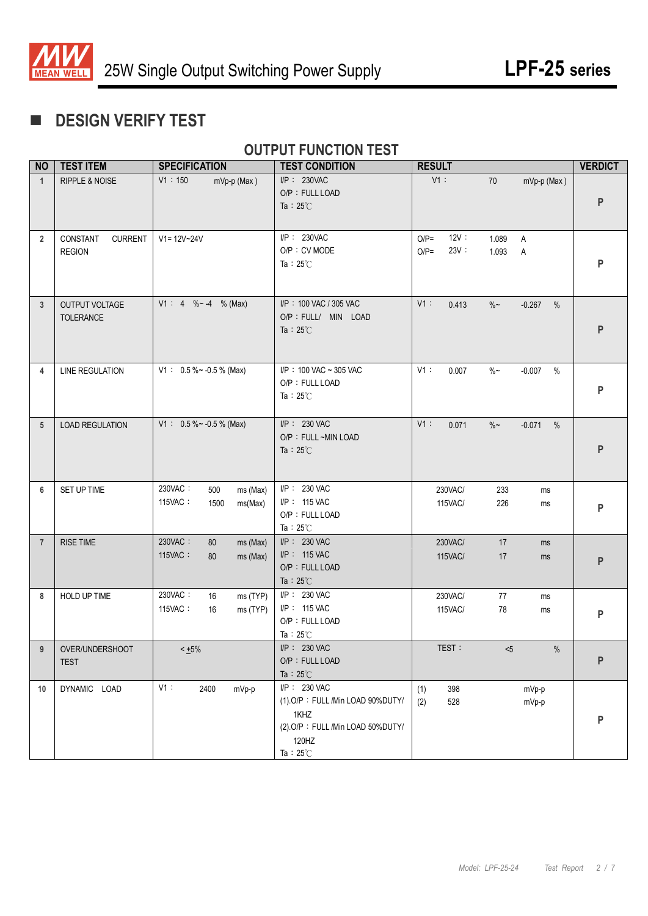## DESIGN VERIFY TEST

### OUTPUT FUNCTION TEST

| NO | TEST ITEM | SPECIFICATION | TEST CONDITION | RESULT | VERDICT |
|---|---|---|---|---|---|
| 1 | RIPPLE & NOISE | V1：150 mVp-p (Max) | I/P： 230VAC<br>O/P：FULL LOAD<br>Ta：25℃ | V1： 70 mVp-p (Max) | P |
| 2 | CONSTANT CURRENT REGION | V1= 12V~24V | I/P： 230VAC<br>O/P：CV MODE<br>Ta：25℃ | O/P= 12V： 1.089 A<br>O/P= 23V： 1.093 A | P |
| 3 | OUTPUT VOLTAGE TOLERANCE | V1： 4 %~ -4 % (Max) | I/P：100 VAC / 305 VAC<br>O/P：FULL/ MIN LOAD<br>Ta：25℃ | V1： 0.413 %~ -0.267 % | P |
| 4 | LINE REGULATION | V1： 0.5 %~ -0.5 % (Max) | I/P：100 VAC ~ 305 VAC<br>O/P：FULL LOAD<br>Ta：25℃ | V1： 0.007 %~ -0.007 % | P |
| 5 | LOAD REGULATION | V1： 0.5 %~ -0.5 % (Max) | I/P： 230 VAC<br>O/P：FULL ~MIN LOAD<br>Ta：25℃ | V1： 0.071 %~ -0.071 % | P |
| 6 | SET UP TIME | 230VAC： 500 ms (Max)<br>115VAC： 1500 ms(Max) | I/P： 230 VAC<br>I/P： 115 VAC<br>O/P：FULL LOAD<br>Ta：25℃ | 230VAC/ 233 ms<br>115VAC/ 226 ms | P |
| 7 | RISE TIME | 230VAC： 80 ms (Max)<br>115VAC： 80 ms (Max) | I/P： 230 VAC<br>I/P： 115 VAC<br>O/P：FULL LOAD<br>Ta：25℃ | 230VAC/ 17 ms<br>115VAC/ 17 ms | P |
| 8 | HOLD UP TIME | 230VAC： 16 ms (TYP)<br>115VAC： 16 ms (TYP) | I/P： 230 VAC<br>I/P： 115 VAC<br>O/P：FULL LOAD<br>Ta：25℃ | 230VAC/ 77 ms<br>115VAC/ 78 ms | P |
| 9 | OVER/UNDERSHOOT TEST | < ±5% | I/P： 230 VAC<br>O/P：FULL LOAD<br>Ta：25℃ | TEST： <5 % | P |
| 10 | DYNAMIC LOAD | V1： 2400 mVp-p | I/P： 230 VAC<br>(1).O/P：FULL /Min LOAD 90%DUTY/ 1KHZ<br>(2).O/P：FULL /Min LOAD 50%DUTY/ 120HZ<br>Ta：25℃ | (1) 398 mVp-p<br>(2) 528 mVp-p | P |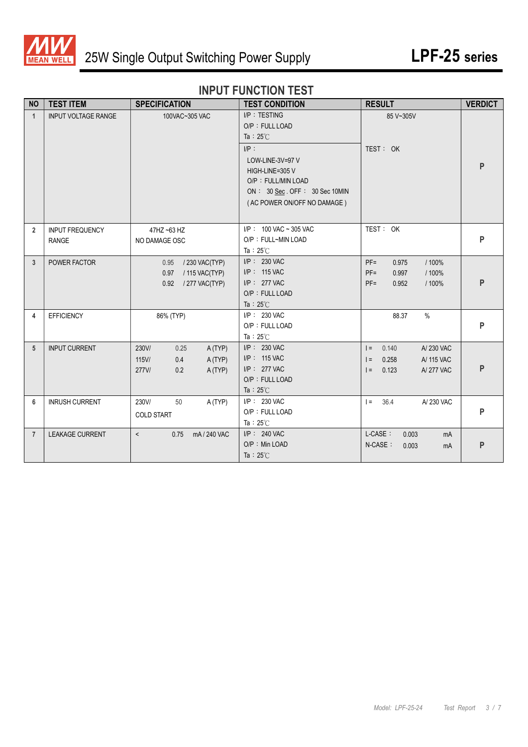# 25W Single Output Switching Power Supply

## LPF-25 series

### INPUT FUNCTION TEST

| NO | TEST ITEM | SPECIFICATION | TEST CONDITION | RESULT | VERDICT |
|---|---|---|---|---|---|
| 1 | INPUT VOLTAGE RANGE | 100VAC~305 VAC | I/P：TESTING<br>O/P：FULL LOAD<br>Ta：25℃ | 85 V~305V | P |
| | | | I/P：<br>LOW-LINE-3V=97 V<br>HIGH-LINE=305 V<br>O/P：FULL/MIN LOAD<br>ON： 30 Sec . OFF： 30 Sec 10MIN<br>( AC POWER ON/OFF NO DAMAGE ) | TEST： OK | |
| 2 | INPUT FREQUENCY RANGE | 47HZ ~63 HZ<br>NO DAMAGE OSC | I/P： 100 VAC ~ 305 VAC<br>O/P：FULL~MIN LOAD<br>Ta：25℃ | TEST： OK | P |
| 3 | POWER FACTOR | 0.95 / 230 VAC(TYP)<br>0.97 / 115 VAC(TYP)<br>0.92 / 277 VAC(TYP) | I/P： 230 VAC<br>I/P： 115 VAC<br>I/P： 277 VAC<br>O/P：FULL LOAD<br>Ta：25℃ | PF= 0.975 / 100%<br>PF= 0.997 / 100%<br>PF= 0.952 / 100% | P |
| 4 | EFFICIENCY | 86% (TYP) | I/P： 230 VAC<br>O/P：FULL LOAD<br>Ta：25℃ | 88.37 % | P |
| 5 | INPUT CURRENT | 230V/ 0.25 A (TYP)<br>115V/ 0.4 A (TYP)<br>277V/ 0.2 A (TYP) | I/P： 230 VAC<br>I/P： 115 VAC<br>I/P： 277 VAC<br>O/P：FULL LOAD<br>Ta：25℃ | I = 0.140 A/ 230 VAC<br>I = 0.258 A/ 115 VAC<br>I = 0.123 A/ 277 VAC | P |
| 6 | INRUSH CURRENT | 230V/ 50 A (TYP)<br>COLD START | I/P： 230 VAC<br>O/P：FULL LOAD<br>Ta：25℃ | I = 36.4 A/ 230 VAC | P |
| 7 | LEAKAGE CURRENT | < 0.75 mA / 240 VAC | I/P： 240 VAC<br>O/P：Min LOAD<br>Ta：25℃ | L-CASE： 0.003 mA<br>N-CASE： 0.003 mA | P |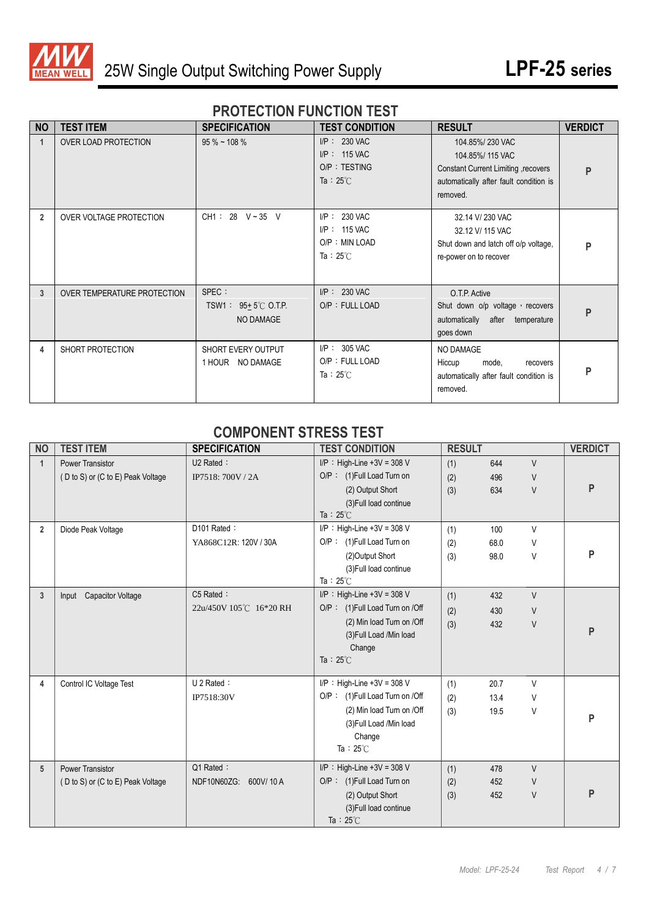# 25W Single Output Switching Power Supply — LPF-25 series

## PROTECTION FUNCTION TEST

| NO | TEST ITEM | SPECIFICATION | TEST CONDITION | RESULT | VERDICT |
|---|---|---|---|---|---|
| 1 | OVER LOAD PROTECTION | 95 % ~ 108 % | I/P : 230 VAC<br>I/P : 115 VAC<br>O/P : TESTING<br>Ta : 25℃ | 104.85%/ 230 VAC<br>104.85%/ 115 VAC<br>Constant Current Limiting ,recovers automatically after fault condition is removed. | P |
| 2 | OVER VOLTAGE PROTECTION | CH1 : 28 V ~ 35 V | I/P : 230 VAC<br>I/P : 115 VAC<br>O/P : MIN LOAD<br>Ta : 25℃ | 32.14 V/ 230 VAC<br>32.12 V/ 115 VAC<br>Shut down and latch off o/p voltage, re-power on to recover | P |
| 3 | OVER TEMPERATURE PROTECTION | SPEC :<br>TSW1 : 95± 5℃ O.T.P.<br>NO DAMAGE | I/P : 230 VAC<br>O/P : FULL LOAD | O.T.P. Active<br>Shut down o/p voltage , recovers automatically after temperature goes down | P |
| 4 | SHORT PROTECTION | SHORT EVERY OUTPUT<br>1 HOUR NO DAMAGE | I/P : 305 VAC<br>O/P : FULL LOAD<br>Ta : 25℃ | NO DAMAGE<br>Hiccup mode, recovers automatically after fault condition is removed. | P |

## COMPONENT STRESS TEST

| NO | TEST ITEM | SPECIFICATION | TEST CONDITION | RESULT | VERDICT |
|---|---|---|---|---|---|
| 1 | Power Transistor<br>( D to S) or (C to E) Peak Voltage | U2 Rated :<br>IP7518: 700V / 2A | I/P : High-Line +3V = 308 V<br>O/P : (1)Full Load Turn on<br>(2) Output Short<br>(3)Full load continue<br>Ta : 25℃ | (1) 644 V<br>(2) 496 V<br>(3) 634 V | P |
| 2 | Diode Peak Voltage | D101 Rated :<br>YA868C12R: 120V / 30A | I/P : High-Line +3V = 308 V<br>O/P : (1)Full Load Turn on<br>(2)Output Short<br>(3)Full load continue<br>Ta : 25℃ | (1) 100 V<br>(2) 68.0 V<br>(3) 98.0 V | P |
| 3 | Input Capacitor Voltage | C5 Rated :<br>22u/450V 105℃ 16*20 RH | I/P : High-Line +3V = 308 V<br>O/P : (1)Full Load Turn on /Off<br>(2) Min load Turn on /Off<br>(3)Full Load /Min load Change<br>Ta : 25℃ | (1) 432 V<br>(2) 430 V<br>(3) 432 V | P |
| 4 | Control IC Voltage Test | U 2 Rated :<br>IP7518:30V | I/P : High-Line +3V = 308 V<br>O/P : (1)Full Load Turn on /Off<br>(2) Min load Turn on /Off<br>(3)Full Load /Min load Change<br>Ta : 25℃ | (1) 20.7 V<br>(2) 13.4 V<br>(3) 19.5 V | P |
| 5 | Power Transistor<br>( D to S) or (C to E) Peak Voltage | Q1 Rated :<br>NDF10N60ZG: 600V/ 10 A | I/P : High-Line +3V = 308 V<br>O/P : (1)Full Load Turn on<br>(2) Output Short<br>(3)Full load continue<br>Ta : 25℃ | (1) 478 V<br>(2) 452 V<br>(3) 452 V | P |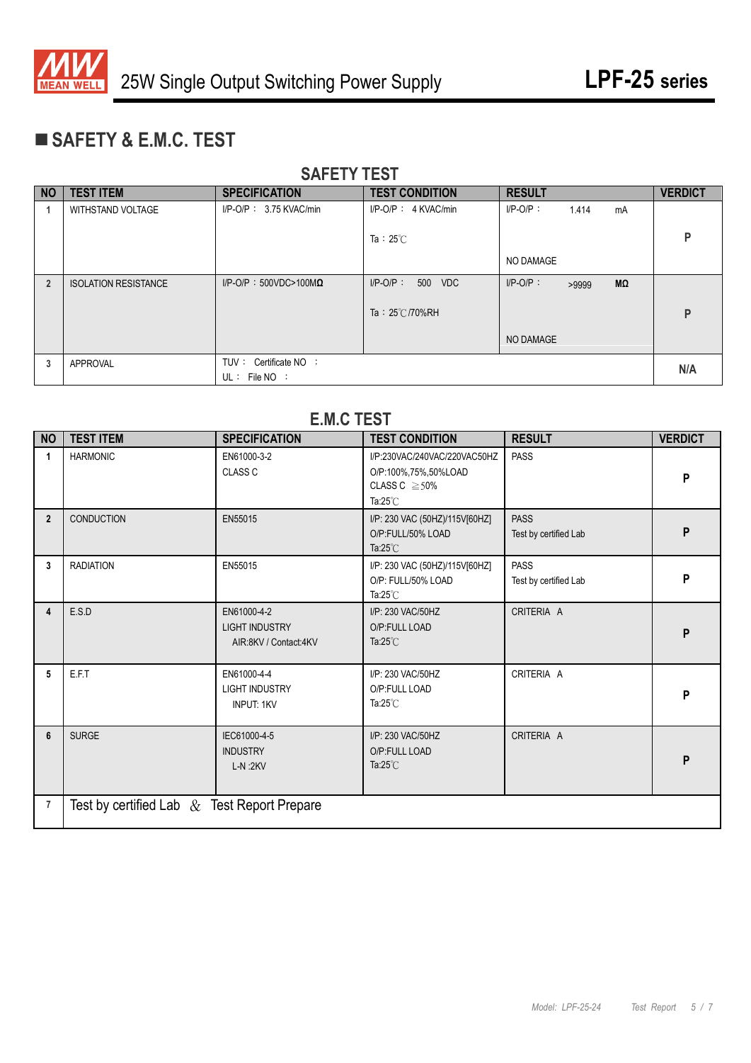## ■ SAFETY & E.M.C. TEST

### SAFETY TEST

| NO | TEST ITEM | SPECIFICATION | TEST CONDITION | RESULT | VERDICT |
|---|---|---|---|---|---|
| 1 | WITHSTAND VOLTAGE | I/P-O/P： 3.75 KVAC/min | I/P-O/P： 4 KVAC/min<br>Ta：25℃ | I/P-O/P： 1.414 mA<br>NO DAMAGE | P |
| 2 | ISOLATION RESISTANCE | I/P-O/P：500VDC>100MΩ | I/P-O/P： 500 VDC<br>Ta：25℃/70%RH | I/P-O/P： >9999 MΩ<br>NO DAMAGE | P |
| 3 | APPROVAL | TUV： Certificate NO ：<br>UL： File NO ： | | | N/A |

### E.M.C TEST

| NO | TEST ITEM | SPECIFICATION | TEST CONDITION | RESULT | VERDICT |
|---|---|---|---|---|---|
| 1 | HARMONIC | EN61000-3-2<br>CLASS C | I/P:230VAC/240VAC/220VAC50HZ<br>O/P:100%,75%,50%LOAD<br>CLASS C ≧50%<br>Ta:25℃ | PASS | P |
| 2 | CONDUCTION | EN55015 | I/P: 230 VAC (50HZ)/115V[60HZ]<br>O/P:FULL/50% LOAD<br>Ta:25℃ | PASS<br>Test by certified Lab | P |
| 3 | RADIATION | EN55015 | I/P: 230 VAC (50HZ)/115V[60HZ]<br>O/P: FULL/50% LOAD<br>Ta:25℃ | PASS<br>Test by certified Lab | P |
| 4 | E.S.D | EN61000-4-2<br>LIGHT INDUSTRY<br>AIR:8KV / Contact:4KV | I/P: 230 VAC/50HZ<br>O/P:FULL LOAD<br>Ta:25℃ | CRITERIA A | P |
| 5 | E.F.T | EN61000-4-4<br>LIGHT INDUSTRY<br>INPUT: 1KV | I/P: 230 VAC/50HZ<br>O/P:FULL LOAD<br>Ta:25℃ | CRITERIA A | P |
| 6 | SURGE | IEC61000-4-5<br>INDUSTRY<br>L-N :2KV | I/P: 230 VAC/50HZ<br>O/P:FULL LOAD<br>Ta:25℃ | CRITERIA A | P |
| 7 | Test by certified Lab & Test Report Prepare | | | | |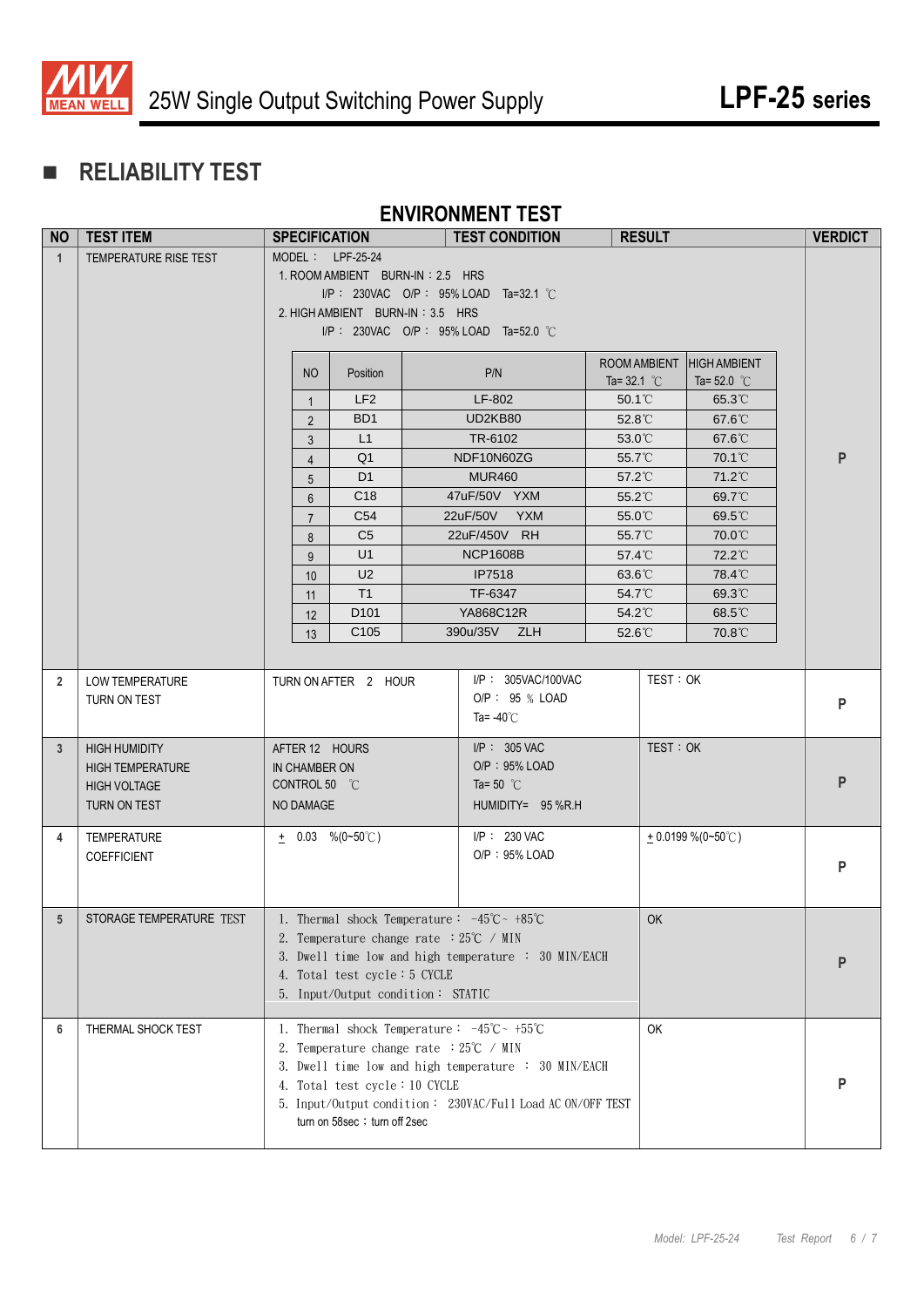## ■ RELIABILITY TEST

### ENVIRONMENT TEST

| NO | TEST ITEM | SPECIFICATION | TEST CONDITION | RESULT | VERDICT |
|---|---|---|---|---|---|
| 1 | TEMPERATURE RISE TEST | MODEL : LPF-25-24<br>1. ROOM AMBIENT BURN-IN : 2.5 HRS<br>I/P : 230VAC O/P : 95% LOAD Ta=32.1 ℃<br>2. HIGH AMBIENT BURN-IN : 3.5 HRS<br>I/P : 230VAC O/P : 95% LOAD Ta=52.0 ℃ | | | P |
| 2 | LOW TEMPERATURE TURN ON TEST | TURN ON AFTER 2 HOUR | I/P : 305VAC/100VAC<br>O/P : 95 % LOAD<br>Ta= -40℃ | TEST : OK | P |
| 3 | HIGH HUMIDITY HIGH TEMPERATURE HIGH VOLTAGE TURN ON TEST | AFTER 12 HOURS IN CHAMBER ON CONTROL 50 ℃ NO DAMAGE | I/P : 305 VAC<br>O/P : 95% LOAD<br>Ta= 50 ℃<br>HUMIDITY= 95 %R.H | TEST : OK | P |
| 4 | TEMPERATURE COEFFICIENT | ± 0.03 %(0~50℃) | I/P : 230 VAC<br>O/P : 95% LOAD | ± 0.0199 %(0~50℃) | P |
| 5 | STORAGE TEMPERATURE TEST | 1. Thermal shock Temperature : -45℃ ~ +85℃<br>2. Temperature change rate : 25℃ / MIN<br>3. Dwell time low and high temperature : 30 MIN/EACH<br>4. Total test cycle : 5 CYCLE<br>5. Input/Output condition : STATIC | | OK | P |
| 6 | THERMAL SHOCK TEST | 1. Thermal shock Temperature : -45℃ ~ +55℃<br>2. Temperature change rate : 25℃ / MIN<br>3. Dwell time low and high temperature : 30 MIN/EACH<br>4. Total test cycle : 10 CYCLE<br>5. Input/Output condition : 230VAC/Full Load AC ON/OFF TEST turn on 58sec ; turn off 2sec | | OK | P |

Temperature rise test results (Item 1):

| NO | Position | P/N | ROOM AMBIENT Ta= 32.1 ℃ | HIGH AMBIENT Ta= 52.0 ℃ |
|---|---|---|---|---|
| 1 | LF2 | LF-802 | 50.1℃ | 65.3℃ |
| 2 | BD1 | UD2KB80 | 52.8℃ | 67.6℃ |
| 3 | L1 | TR-6102 | 53.0℃ | 67.6℃ |
| 4 | Q1 | NDF10N60ZG | 55.7℃ | 70.1℃ |
| 5 | D1 | MUR460 | 57.2℃ | 71.2℃ |
| 6 | C18 | 47uF/50V YXM | 55.2℃ | 69.7℃ |
| 7 | C54 | 22uF/50V YXM | 55.0℃ | 69.5℃ |
| 8 | C5 | 22uF/450V RH | 55.7℃ | 70.0℃ |
| 9 | U1 | NCP1608B | 57.4℃ | 72.2℃ |
| 10 | U2 | IP7518 | 63.6℃ | 78.4℃ |
| 11 | T1 | TF-6347 | 54.7℃ | 69.3℃ |
| 12 | D101 | YA868C12R | 54.2℃ | 68.5℃ |
| 13 | C105 | 390u/35V ZLH | 52.6℃ | 70.8℃ |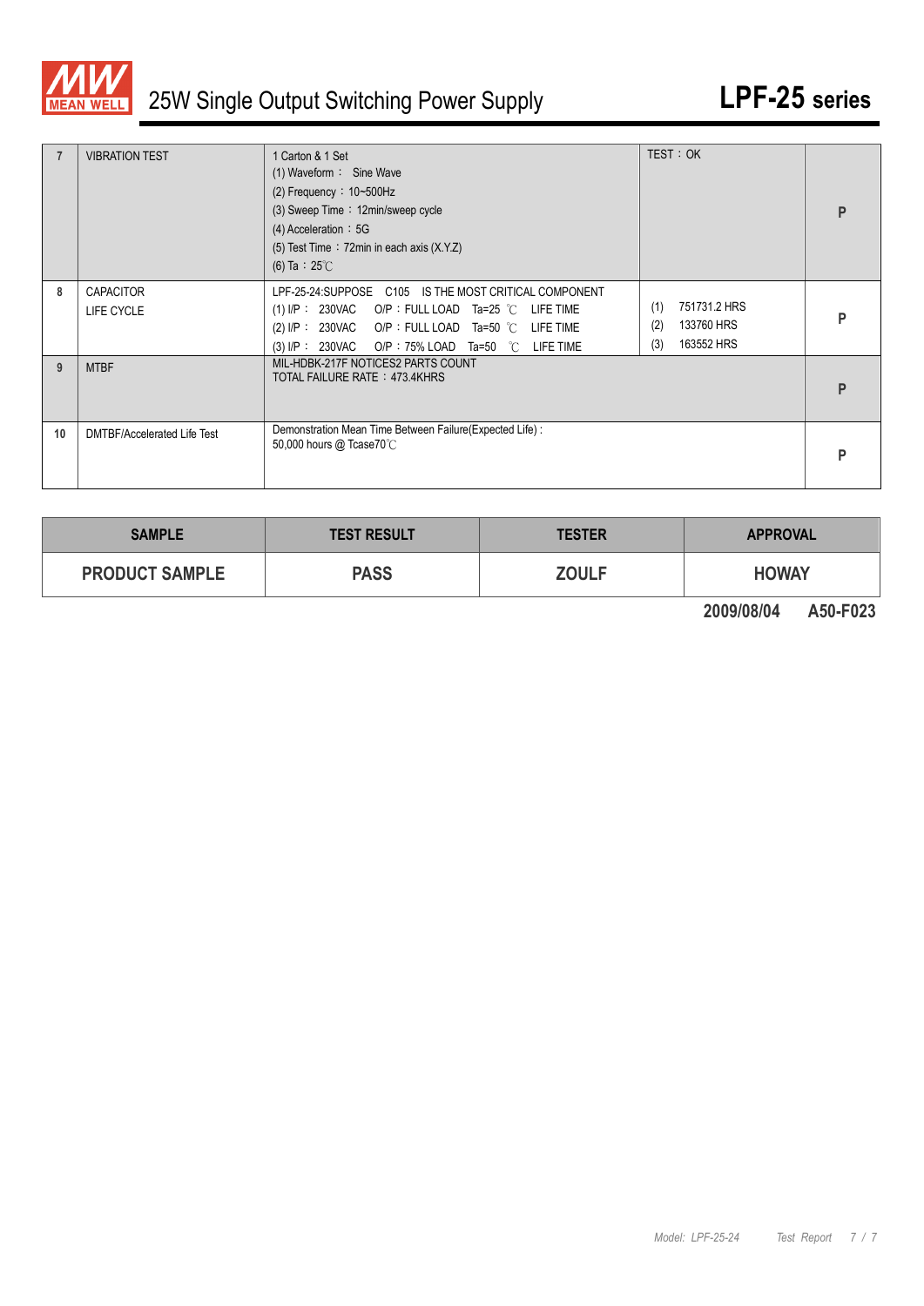# 25W Single Output Switching Power Supply

## LPF-25 series

| | | | | |
|---|---|---|---|---|
| 7 | VIBRATION TEST | 1 Carton & 1 Set<br>(1) Waveform： Sine Wave<br>(2) Frequency：10~500Hz<br>(3) Sweep Time：12min/sweep cycle<br>(4) Acceleration：5G<br>(5) Test Time：72min in each axis (X.Y.Z)<br>(6) Ta：25℃ | TEST：OK | P |
| 8 | CAPACITOR LIFE CYCLE | LPF-25-24:SUPPOSE C105 IS THE MOST CRITICAL COMPONENT<br>(1) I/P： 230VAC O/P：FULL LOAD Ta=25 ℃ LIFE TIME<br>(2) I/P： 230VAC O/P：FULL LOAD Ta=50 ℃ LIFE TIME<br>(3) I/P： 230VAC O/P：75% LOAD Ta=50 ℃ LIFE TIME | (1) 751731.2 HRS<br>(2) 133760 HRS<br>(3) 163552 HRS | P |
| 9 | MTBF | MIL-HDBK-217F NOTICES2 PARTS COUNT<br>TOTAL FAILURE RATE：473.4KHRS | | P |
| 10 | DMTBF/Accelerated Life Test | Demonstration Mean Time Between Failure(Expected Life) :<br>50,000 hours @ Tcase70℃ | | P |

| SAMPLE | TEST RESULT | TESTER | APPROVAL |
|---|---|---|---|
| PRODUCT SAMPLE | PASS | ZOULF | HOWAY |

2009/08/04 A50-F023